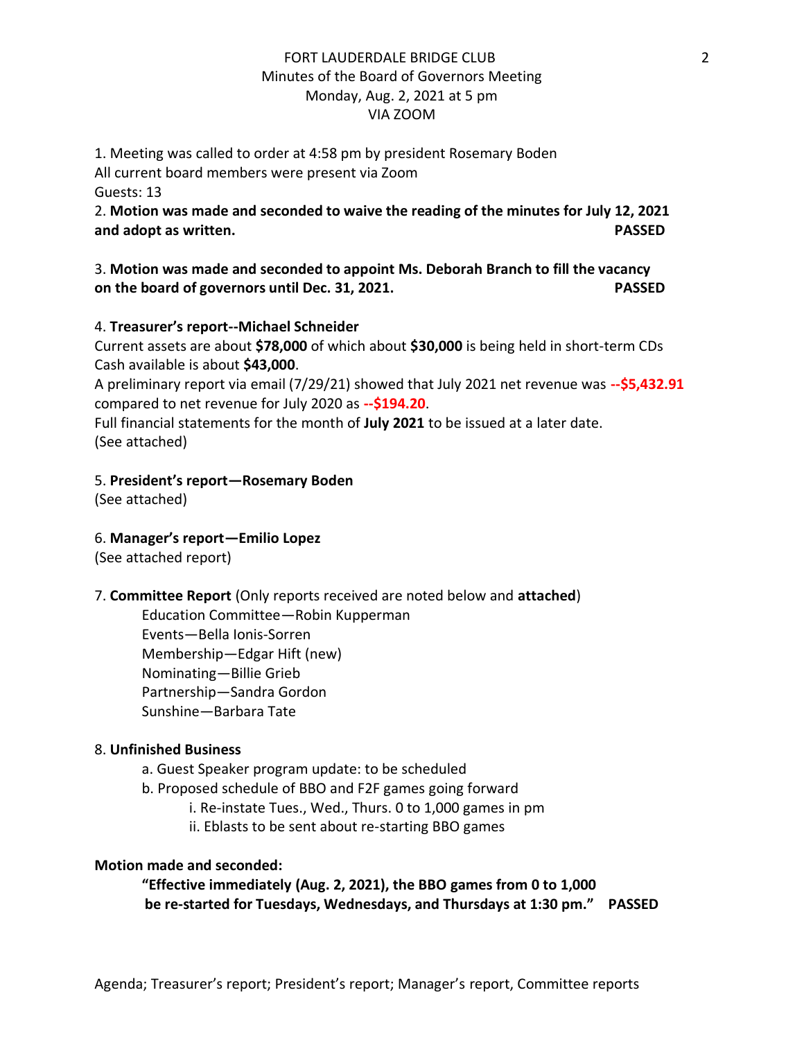# FORT LAUDERDALE BRIDGE CLUB
## Minutes of the Board of Governors Meeting
## Monday, Aug. 2, 2021 at 5 pm
## VIA ZOOM

1. Meeting was called to order at 4:58 pm by president Rosemary Boden
All current board members were present via Zoom
Guests: 13

2. **Motion was made and seconded to waive the reading of the minutes for July 12, 2021 and adopt as written. PASSED**

3. **Motion was made and seconded to appoint Ms. Deborah Branch to fill the vacancy on the board of governors until Dec. 31, 2021. PASSED**

4. **Treasurer's report--Michael Schneider**
Current assets are about **$78,000** of which about **$30,000** is being held in short-term CDs
Cash available is about **$43,000**.
A preliminary report via email (7/29/21) showed that July 2021 net revenue was **--$5,432.91** compared to net revenue for July 2020 as **--$194.20**.
Full financial statements for the month of **July 2021** to be issued at a later date.
(See attached)

5. **President's report—Rosemary Boden**
(See attached)

6. **Manager's report—Emilio Lopez**
(See attached report)

7. **Committee Report** (Only reports received are noted below and **attached**)
   - Education Committee—Robin Kupperman
   - Events—Bella Ionis-Sorren
   - Membership—Edgar Hift (new)
   - Nominating—Billie Grieb
   - Partnership—Sandra Gordon
   - Sunshine—Barbara Tate

8. **Unfinished Business**
   - a. Guest Speaker program update: to be scheduled
   - b. Proposed schedule of BBO and F2F games going forward
     - i. Re-instate Tues., Wed., Thurs. 0 to 1,000 games in pm
     - ii. Eblasts to be sent about re-starting BBO games

**Motion made and seconded:**

**"Effective immediately (Aug. 2, 2021), the BBO games from 0 to 1,000 be re-started for Tuesdays, Wednesdays, and Thursdays at 1:30 pm." PASSED**

Agenda; Treasurer's report; President's report; Manager's report, Committee reports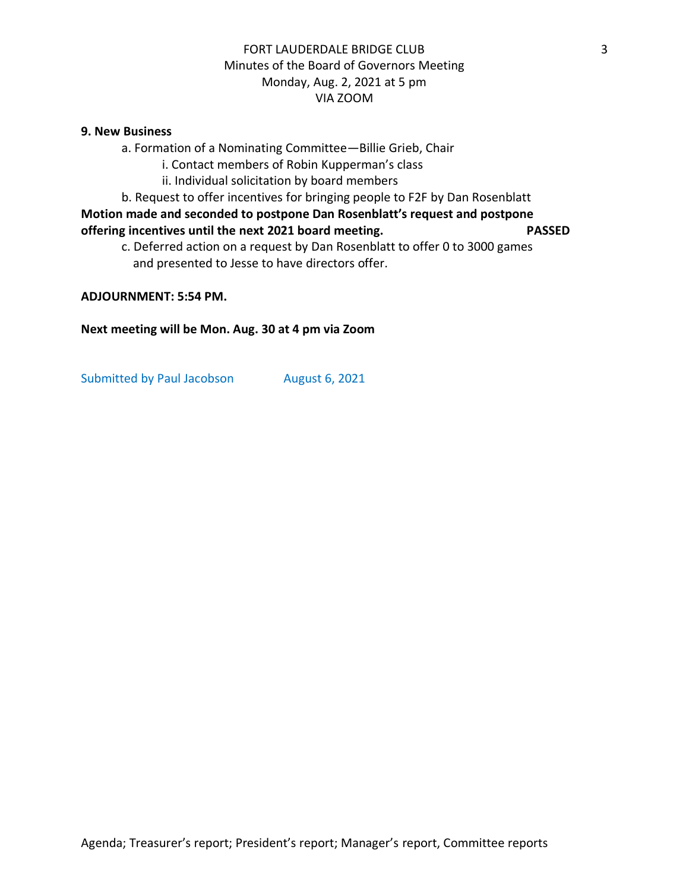**9. New Business**

a. Formation of a Nominating Committee—Billie Grieb, Chair
   i. Contact members of Robin Kupperman's class
   ii. Individual solicitation by board members

b. Request to offer incentives for bringing people to F2F by Dan Rosenblatt

**Motion made and seconded to postpone Dan Rosenblatt's request and postpone offering incentives until the next 2021 board meeting. PASSED**

c. Deferred action on a request by Dan Rosenblatt to offer 0 to 3000 games and presented to Jesse to have directors offer.

**ADJOURNMENT: 5:54 PM.**

**Next meeting will be Mon. Aug. 30 at 4 pm via Zoom**

Submitted by Paul Jacobson August 6, 2021

Agenda; Treasurer's report; President's report; Manager's report, Committee reports